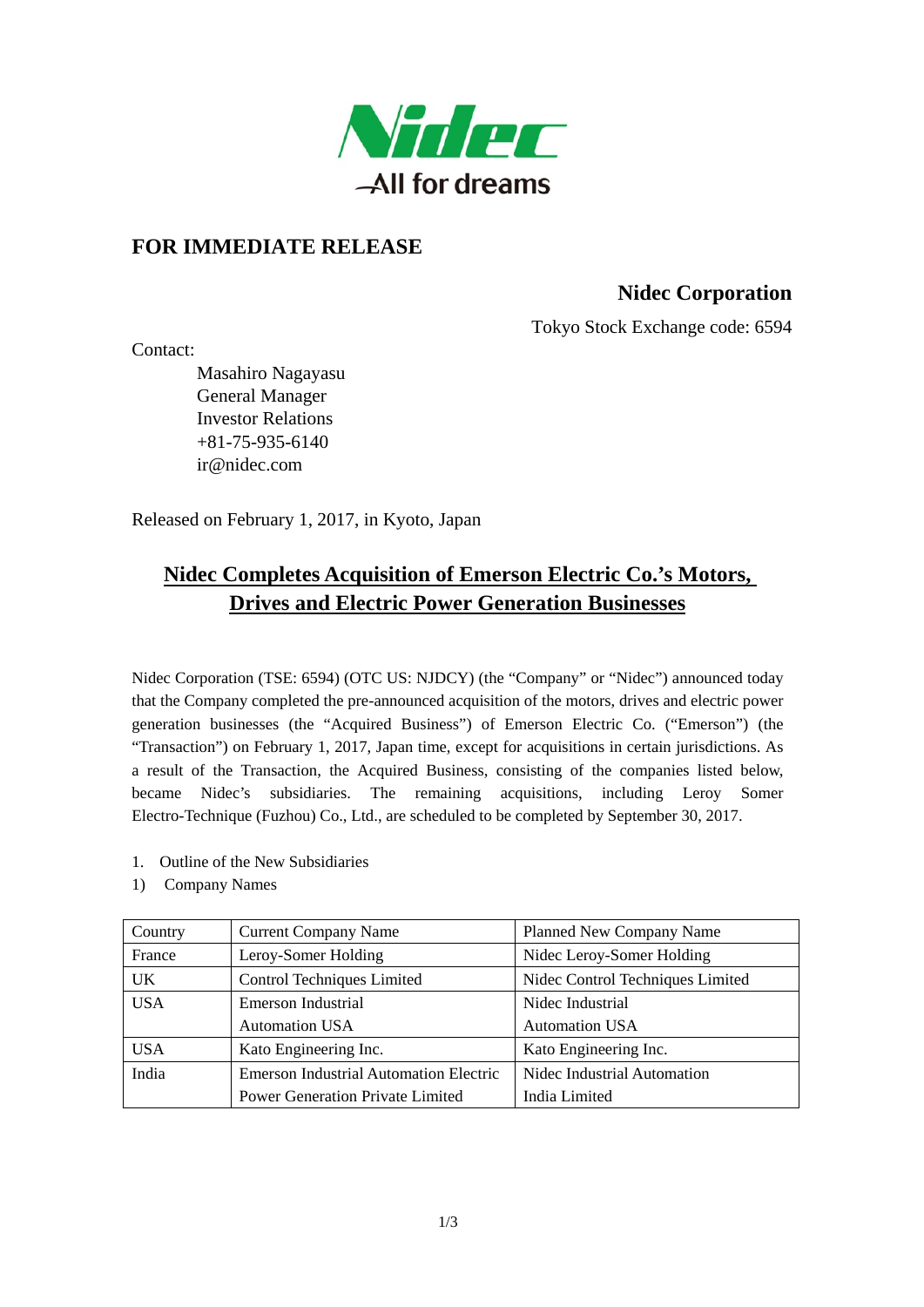Nidec
All for dreams

**FOR IMMEDIATE RELEASE**

**Nidec Corporation**

Tokyo Stock Exchange code: 6594

Contact:

Masahiro Nagayasu
General Manager
Investor Relations
+81-75-935-6140
ir@nidec.com

Released on February 1, 2017, in Kyoto, Japan

# Nidec Completes Acquisition of Emerson Electric Co.'s Motors, Drives and Electric Power Generation Businesses

Nidec Corporation (TSE: 6594) (OTC US: NJDCY) (the "Company" or "Nidec") announced today that the Company completed the pre-announced acquisition of the motors, drives and electric power generation businesses (the "Acquired Business") of Emerson Electric Co. ("Emerson") (the "Transaction") on February 1, 2017, Japan time, except for acquisitions in certain jurisdictions. As a result of the Transaction, the Acquired Business, consisting of the companies listed below, became Nidec's subsidiaries. The remaining acquisitions, including Leroy Somer Electro-Technique (Fuzhou) Co., Ltd., are scheduled to be completed by September 30, 2017.

1. Outline of the New Subsidiaries
1) Company Names

| Country | Current Company Name | Planned New Company Name |
|---|---|---|
| France | Leroy-Somer Holding | Nidec Leroy-Somer Holding |
| UK | Control Techniques Limited | Nidec Control Techniques Limited |
| USA | Emerson Industrial Automation USA | Nidec Industrial Automation USA |
| USA | Kato Engineering Inc. | Kato Engineering Inc. |
| India | Emerson Industrial Automation Electric Power Generation Private Limited | Nidec Industrial Automation India Limited |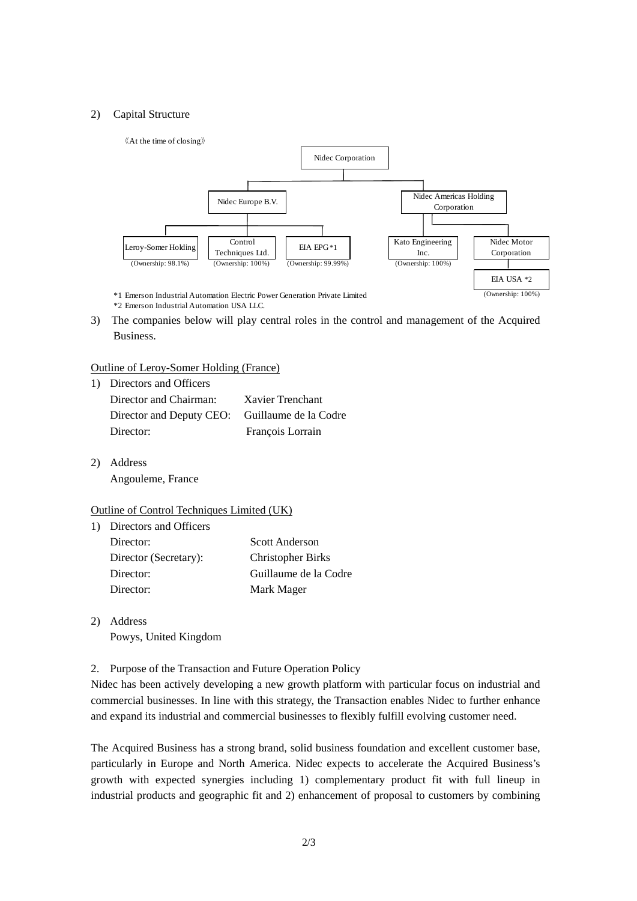2) Capital Structure

《At the time of closing》

- Nidec Corporation
  - Nidec Europe B.V.
    - Leroy-Somer Holding (Ownership: 98.1%)
    - Control Techniques Ltd. (Ownership: 100%)
    - EIA EPG*1 (Ownership: 99.99%)
  - Nidec Americas Holding Corporation
    - Kato Engineering Inc. (Ownership: 100%)
    - Nidec Motor Corporation
      - EIA USA *2 (Ownership: 100%)

*1 Emerson Industrial Automation Electric Power Generation Private Limited
*2 Emerson Industrial Automation USA LLC.

3) The companies below will play central roles in the control and management of the Acquired Business.

Outline of Leroy-Somer Holding (France)

1) Directors and Officers

| | |
|---|---|
| Director and Chairman: | Xavier Trenchant |
| Director and Deputy CEO: | Guillaume de la Codre |
| Director: | François Lorrain |

2) Address
Angouleme, France

Outline of Control Techniques Limited (UK)

1) Directors and Officers

| | |
|---|---|
| Director: | Scott Anderson |
| Director (Secretary): | Christopher Birks |
| Director: | Guillaume de la Codre |
| Director: | Mark Mager |

2) Address
Powys, United Kingdom

2. Purpose of the Transaction and Future Operation Policy

Nidec has been actively developing a new growth platform with particular focus on industrial and commercial businesses. In line with this strategy, the Transaction enables Nidec to further enhance and expand its industrial and commercial businesses to flexibly fulfill evolving customer need.

The Acquired Business has a strong brand, solid business foundation and excellent customer base, particularly in Europe and North America. Nidec expects to accelerate the Acquired Business's growth with expected synergies including 1) complementary product fit with full lineup in industrial products and geographic fit and 2) enhancement of proposal to customers by combining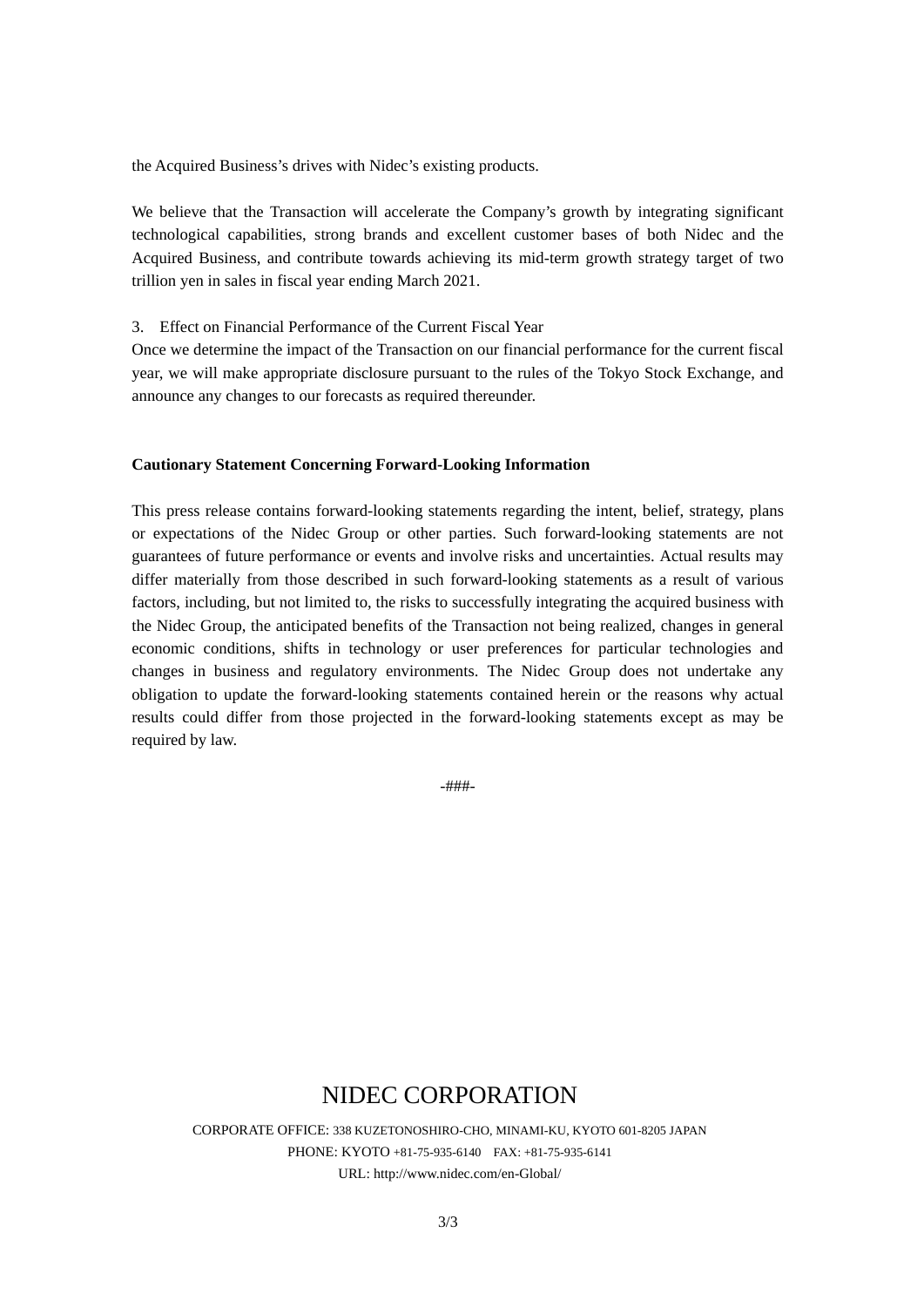the Acquired Business's drives with Nidec's existing products.

We believe that the Transaction will accelerate the Company's growth by integrating significant technological capabilities, strong brands and excellent customer bases of both Nidec and the Acquired Business, and contribute towards achieving its mid-term growth strategy target of two trillion yen in sales in fiscal year ending March 2021.

3. Effect on Financial Performance of the Current Fiscal Year

Once we determine the impact of the Transaction on our financial performance for the current fiscal year, we will make appropriate disclosure pursuant to the rules of the Tokyo Stock Exchange, and announce any changes to our forecasts as required thereunder.

**Cautionary Statement Concerning Forward-Looking Information**

This press release contains forward-looking statements regarding the intent, belief, strategy, plans or expectations of the Nidec Group or other parties. Such forward-looking statements are not guarantees of future performance or events and involve risks and uncertainties. Actual results may differ materially from those described in such forward-looking statements as a result of various factors, including, but not limited to, the risks to successfully integrating the acquired business with the Nidec Group, the anticipated benefits of the Transaction not being realized, changes in general economic conditions, shifts in technology or user preferences for particular technologies and changes in business and regulatory environments. The Nidec Group does not undertake any obligation to update the forward-looking statements contained herein or the reasons why actual results could differ from those projected in the forward-looking statements except as may be required by law.

-###-

NIDEC CORPORATION

CORPORATE OFFICE: 338 KUZETONOSHIRO-CHO, MINAMI-KU, KYOTO 601-8205 JAPAN

PHONE: KYOTO +81-75-935-6140 FAX: +81-75-935-6141

URL: http://www.nidec.com/en-Global/